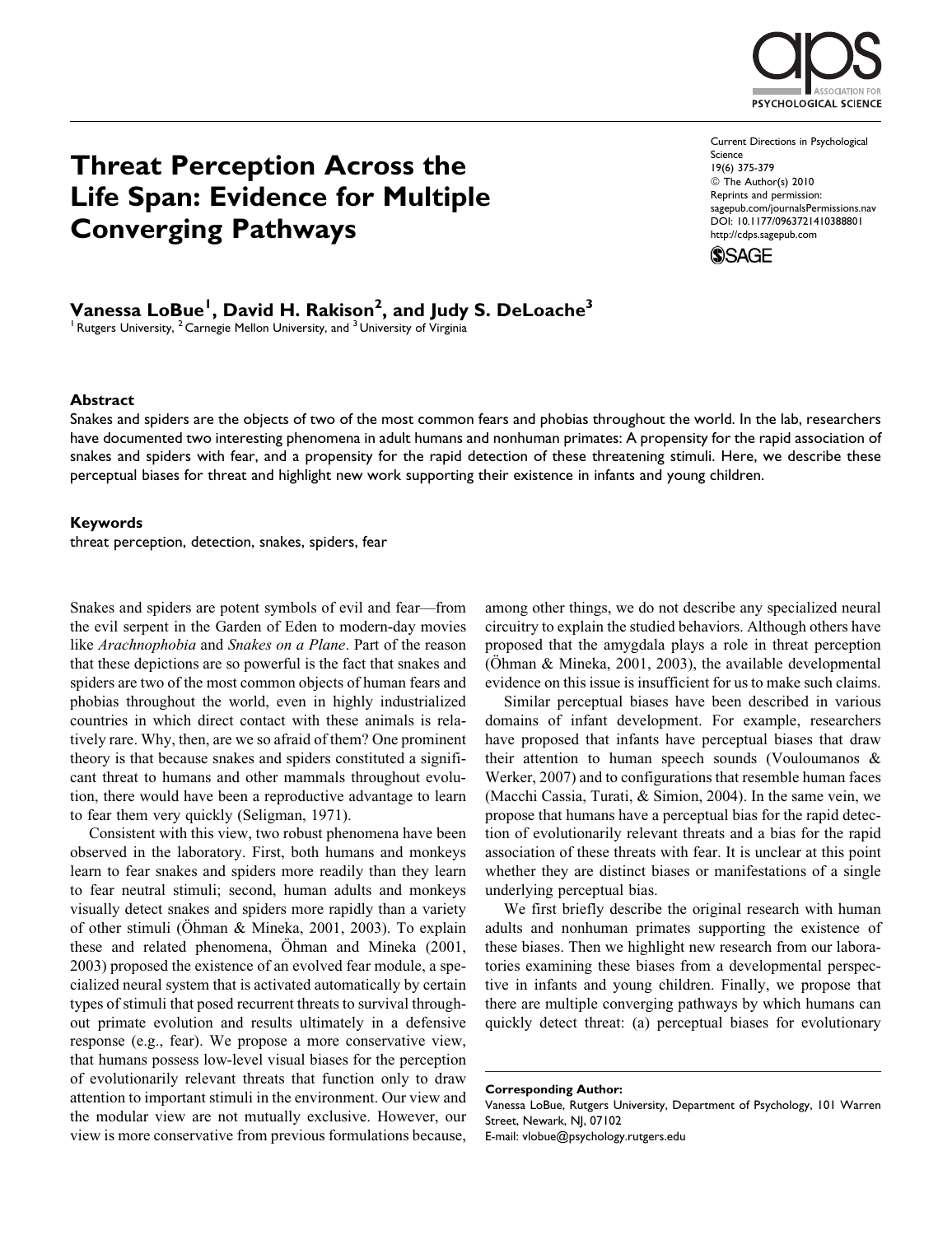# Threat Perception Across the Life Span: Evidence for Multiple Converging Pathways

Current Directions in Psychological Science
19(6) 375-379
© The Author(s) 2010
Reprints and permission: sagepub.com/journalsPermissions.nav
DOI: 10.1177/0963721410388801
http://cdps.sagepub.com

**Vanessa LoBue[1], David H. Rakison[2], and Judy S. DeLoache[3]**

[1] Rutgers University, [2] Carnegie Mellon University, and [3] University of Virginia

## Abstract

Snakes and spiders are the objects of two of the most common fears and phobias throughout the world. In the lab, researchers have documented two interesting phenomena in adult humans and nonhuman primates: A propensity for the rapid association of snakes and spiders with fear, and a propensity for the rapid detection of these threatening stimuli. Here, we describe these perceptual biases for threat and highlight new work supporting their existence in infants and young children.

## Keywords

threat perception, detection, snakes, spiders, fear

Snakes and spiders are potent symbols of evil and fear—from the evil serpent in the Garden of Eden to modern-day movies like *Arachnophobia* and *Snakes on a Plane*. Part of the reason that these depictions are so powerful is the fact that snakes and spiders are two of the most common objects of human fears and phobias throughout the world, even in highly industrialized countries in which direct contact with these animals is relatively rare. Why, then, are we so afraid of them? One prominent theory is that because snakes and spiders constituted a significant threat to humans and other mammals throughout evolution, there would have been a reproductive advantage to learn to fear them very quickly (Seligman, 1971).

Consistent with this view, two robust phenomena have been observed in the laboratory. First, both humans and monkeys learn to fear snakes and spiders more readily than they learn to fear neutral stimuli; second, human adults and monkeys visually detect snakes and spiders more rapidly than a variety of other stimuli (Öhman & Mineka, 2001, 2003). To explain these and related phenomena, Öhman and Mineka (2001, 2003) proposed the existence of an evolved fear module, a specialized neural system that is activated automatically by certain types of stimuli that posed recurrent threats to survival throughout primate evolution and results ultimately in a defensive response (e.g., fear). We propose a more conservative view, that humans possess low-level visual biases for the perception of evolutionarily relevant threats that function only to draw attention to important stimuli in the environment. Our view and the modular view are not mutually exclusive. However, our view is more conservative from previous formulations because, among other things, we do not describe any specialized neural circuitry to explain the studied behaviors. Although others have proposed that the amygdala plays a role in threat perception (Öhman & Mineka, 2001, 2003), the available developmental evidence on this issue is insufficient for us to make such claims.

Similar perceptual biases have been described in various domains of infant development. For example, researchers have proposed that infants have perceptual biases that draw their attention to human speech sounds (Vouloumanos & Werker, 2007) and to configurations that resemble human faces (Macchi Cassia, Turati, & Simion, 2004). In the same vein, we propose that humans have a perceptual bias for the rapid detection of evolutionarily relevant threats and a bias for the rapid association of these threats with fear. It is unclear at this point whether they are distinct biases or manifestations of a single underlying perceptual bias.

We first briefly describe the original research with human adults and nonhuman primates supporting the existence of these biases. Then we highlight new research from our laboratories examining these biases from a developmental perspective in infants and young children. Finally, we propose that there are multiple converging pathways by which humans can quickly detect threat: (a) perceptual biases for evolutionary

**Corresponding Author:**
Vanessa LoBue, Rutgers University, Department of Psychology, 101 Warren Street, Newark, NJ, 07102
E-mail: vlobue@psychology.rutgers.edu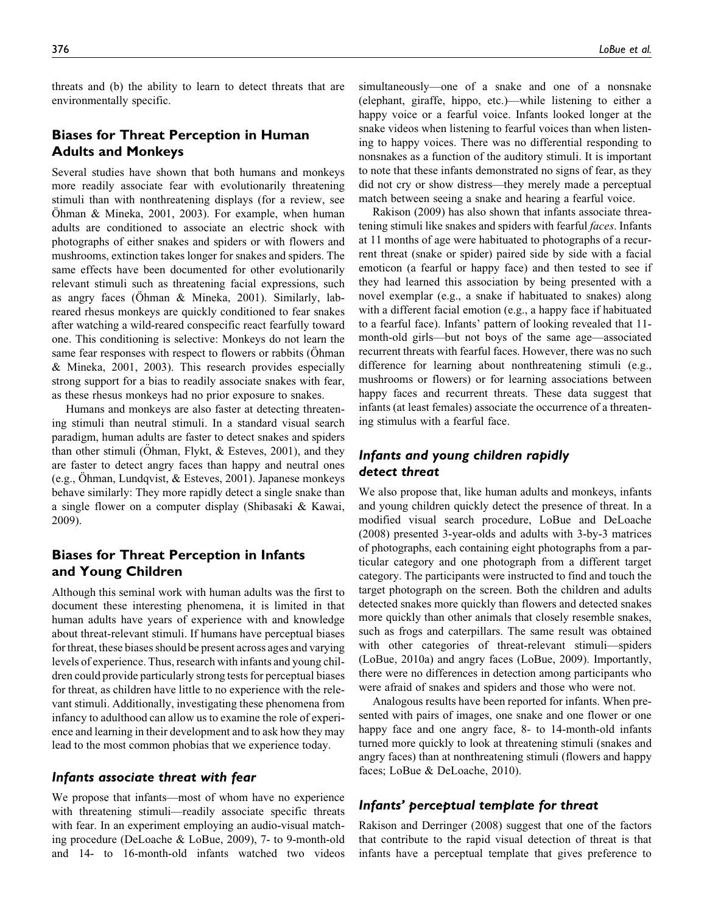threats and (b) the ability to learn to detect threats that are environmentally specific.

## Biases for Threat Perception in Human Adults and Monkeys

Several studies have shown that both humans and monkeys more readily associate fear with evolutionarily threatening stimuli than with nonthreatening displays (for a review, see Öhman & Mineka, 2001, 2003). For example, when human adults are conditioned to associate an electric shock with photographs of either snakes and spiders or with flowers and mushrooms, extinction takes longer for snakes and spiders. The same effects have been documented for other evolutionarily relevant stimuli such as threatening facial expressions, such as angry faces (Öhman & Mineka, 2001). Similarly, lab-reared rhesus monkeys are quickly conditioned to fear snakes after watching a wild-reared conspecific react fearfully toward one. This conditioning is selective: Monkeys do not learn the same fear responses with respect to flowers or rabbits (Öhman & Mineka, 2001, 2003). This research provides especially strong support for a bias to readily associate snakes with fear, as these rhesus monkeys had no prior exposure to snakes.

Humans and monkeys are also faster at detecting threatening stimuli than neutral stimuli. In a standard visual search paradigm, human adults are faster to detect snakes and spiders than other stimuli (Öhman, Flykt, & Esteves, 2001), and they are faster to detect angry faces than happy and neutral ones (e.g., Öhman, Lundqvist, & Esteves, 2001). Japanese monkeys behave similarly: They more rapidly detect a single snake than a single flower on a computer display (Shibasaki & Kawai, 2009).

## Biases for Threat Perception in Infants and Young Children

Although this seminal work with human adults was the first to document these interesting phenomena, it is limited in that human adults have years of experience with and knowledge about threat-relevant stimuli. If humans have perceptual biases for threat, these biases should be present across ages and varying levels of experience. Thus, research with infants and young children could provide particularly strong tests for perceptual biases for threat, as children have little to no experience with the relevant stimuli. Additionally, investigating these phenomena from infancy to adulthood can allow us to examine the role of experience and learning in their development and to ask how they may lead to the most common phobias that we experience today.

### *Infants associate threat with fear*

We propose that infants—most of whom have no experience with threatening stimuli—readily associate specific threats with fear. In an experiment employing an audio-visual matching procedure (DeLoache & LoBue, 2009), 7- to 9-month-old and 14- to 16-month-old infants watched two videos simultaneously—one of a snake and one of a nonsnake (elephant, giraffe, hippo, etc.)—while listening to either a happy voice or a fearful voice. Infants looked longer at the snake videos when listening to fearful voices than when listening to happy voices. There was no differential responding to nonsnakes as a function of the auditory stimuli. It is important to note that these infants demonstrated no signs of fear, as they did not cry or show distress—they merely made a perceptual match between seeing a snake and hearing a fearful voice.

Rakison (2009) has also shown that infants associate threatening stimuli like snakes and spiders with fearful *faces*. Infants at 11 months of age were habituated to photographs of a recurrent threat (snake or spider) paired side by side with a facial emoticon (a fearful or happy face) and then tested to see if they had learned this association by being presented with a novel exemplar (e.g., a snake if habituated to snakes) along with a different facial emotion (e.g., a happy face if habituated to a fearful face). Infants' pattern of looking revealed that 11-month-old girls—but not boys of the same age—associated recurrent threats with fearful faces. However, there was no such difference for learning about nonthreatening stimuli (e.g., mushrooms or flowers) or for learning associations between happy faces and recurrent threats. These data suggest that infants (at least females) associate the occurrence of a threatening stimulus with a fearful face.

### *Infants and young children rapidly detect threat*

We also propose that, like human adults and monkeys, infants and young children quickly detect the presence of threat. In a modified visual search procedure, LoBue and DeLoache (2008) presented 3-year-olds and adults with 3-by-3 matrices of photographs, each containing eight photographs from a particular category and one photograph from a different target category. The participants were instructed to find and touch the target photograph on the screen. Both the children and adults detected snakes more quickly than flowers and detected snakes more quickly than other animals that closely resemble snakes, such as frogs and caterpillars. The same result was obtained with other categories of threat-relevant stimuli—spiders (LoBue, 2010a) and angry faces (LoBue, 2009). Importantly, there were no differences in detection among participants who were afraid of snakes and spiders and those who were not.

Analogous results have been reported for infants. When presented with pairs of images, one snake and one flower or one happy face and one angry face, 8- to 14-month-old infants turned more quickly to look at threatening stimuli (snakes and angry faces) than at nonthreatening stimuli (flowers and happy faces; LoBue & DeLoache, 2010).

### *Infants' perceptual template for threat*

Rakison and Derringer (2008) suggest that one of the factors that contribute to the rapid visual detection of threat is that infants have a perceptual template that gives preference to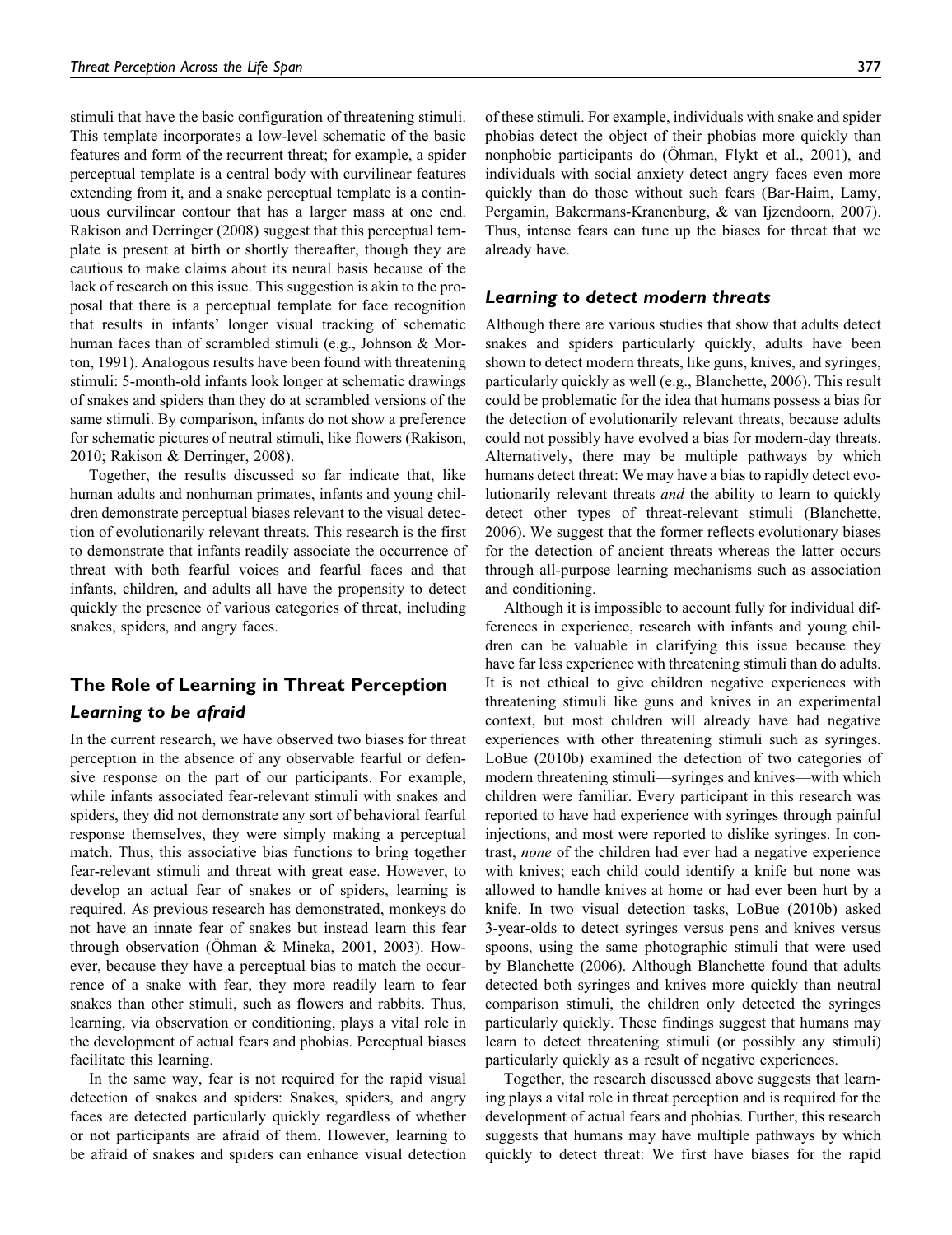stimuli that have the basic configuration of threatening stimuli. This template incorporates a low-level schematic of the basic features and form of the recurrent threat; for example, a spider perceptual template is a central body with curvilinear features extending from it, and a snake perceptual template is a continuous curvilinear contour that has a larger mass at one end. Rakison and Derringer (2008) suggest that this perceptual template is present at birth or shortly thereafter, though they are cautious to make claims about its neural basis because of the lack of research on this issue. This suggestion is akin to the proposal that there is a perceptual template for face recognition that results in infants' longer visual tracking of schematic human faces than of scrambled stimuli (e.g., Johnson & Morton, 1991). Analogous results have been found with threatening stimuli: 5-month-old infants look longer at schematic drawings of snakes and spiders than they do at scrambled versions of the same stimuli. By comparison, infants do not show a preference for schematic pictures of neutral stimuli, like flowers (Rakison, 2010; Rakison & Derringer, 2008).

Together, the results discussed so far indicate that, like human adults and nonhuman primates, infants and young children demonstrate perceptual biases relevant to the visual detection of evolutionarily relevant threats. This research is the first to demonstrate that infants readily associate the occurrence of threat with both fearful voices and fearful faces and that infants, children, and adults all have the propensity to detect quickly the presence of various categories of threat, including snakes, spiders, and angry faces.

## The Role of Learning in Threat Perception

### *Learning to be afraid*

In the current research, we have observed two biases for threat perception in the absence of any observable fearful or defensive response on the part of our participants. For example, while infants associated fear-relevant stimuli with snakes and spiders, they did not demonstrate any sort of behavioral fearful response themselves, they were simply making a perceptual match. Thus, this associative bias functions to bring together fear-relevant stimuli and threat with great ease. However, to develop an actual fear of snakes or of spiders, learning is required. As previous research has demonstrated, monkeys do not have an innate fear of snakes but instead learn this fear through observation (Öhman & Mineka, 2001, 2003). However, because they have a perceptual bias to match the occurrence of a snake with fear, they more readily learn to fear snakes than other stimuli, such as flowers and rabbits. Thus, learning, via observation or conditioning, plays a vital role in the development of actual fears and phobias. Perceptual biases facilitate this learning.

In the same way, fear is not required for the rapid visual detection of snakes and spiders: Snakes, spiders, and angry faces are detected particularly quickly regardless of whether or not participants are afraid of them. However, learning to be afraid of snakes and spiders can enhance visual detection of these stimuli. For example, individuals with snake and spider phobias detect the object of their phobias more quickly than nonphobic participants do (Öhman, Flykt et al., 2001), and individuals with social anxiety detect angry faces even more quickly than do those without such fears (Bar-Haim, Lamy, Pergamin, Bakermans-Kranenburg, & van Ijzendoorn, 2007). Thus, intense fears can tune up the biases for threat that we already have.

### *Learning to detect modern threats*

Although there are various studies that show that adults detect snakes and spiders particularly quickly, adults have been shown to detect modern threats, like guns, knives, and syringes, particularly quickly as well (e.g., Blanchette, 2006). This result could be problematic for the idea that humans possess a bias for the detection of evolutionarily relevant threats, because adults could not possibly have evolved a bias for modern-day threats. Alternatively, there may be multiple pathways by which humans detect threat: We may have a bias to rapidly detect evolutionarily relevant threats *and* the ability to learn to quickly detect other types of threat-relevant stimuli (Blanchette, 2006). We suggest that the former reflects evolutionary biases for the detection of ancient threats whereas the latter occurs through all-purpose learning mechanisms such as association and conditioning.

Although it is impossible to account fully for individual differences in experience, research with infants and young children can be valuable in clarifying this issue because they have far less experience with threatening stimuli than do adults. It is not ethical to give children negative experiences with threatening stimuli like guns and knives in an experimental context, but most children will already have had negative experiences with other threatening stimuli such as syringes. LoBue (2010b) examined the detection of two categories of modern threatening stimuli—syringes and knives—with which children were familiar. Every participant in this research was reported to have had experience with syringes through painful injections, and most were reported to dislike syringes. In contrast, *none* of the children had ever had a negative experience with knives; each child could identify a knife but none was allowed to handle knives at home or had ever been hurt by a knife. In two visual detection tasks, LoBue (2010b) asked 3-year-olds to detect syringes versus pens and knives versus spoons, using the same photographic stimuli that were used by Blanchette (2006). Although Blanchette found that adults detected both syringes and knives more quickly than neutral comparison stimuli, the children only detected the syringes particularly quickly. These findings suggest that humans may learn to detect threatening stimuli (or possibly any stimuli) particularly quickly as a result of negative experiences.

Together, the research discussed above suggests that learning plays a vital role in threat perception and is required for the development of actual fears and phobias. Further, this research suggests that humans may have multiple pathways by which quickly to detect threat: We first have biases for the rapid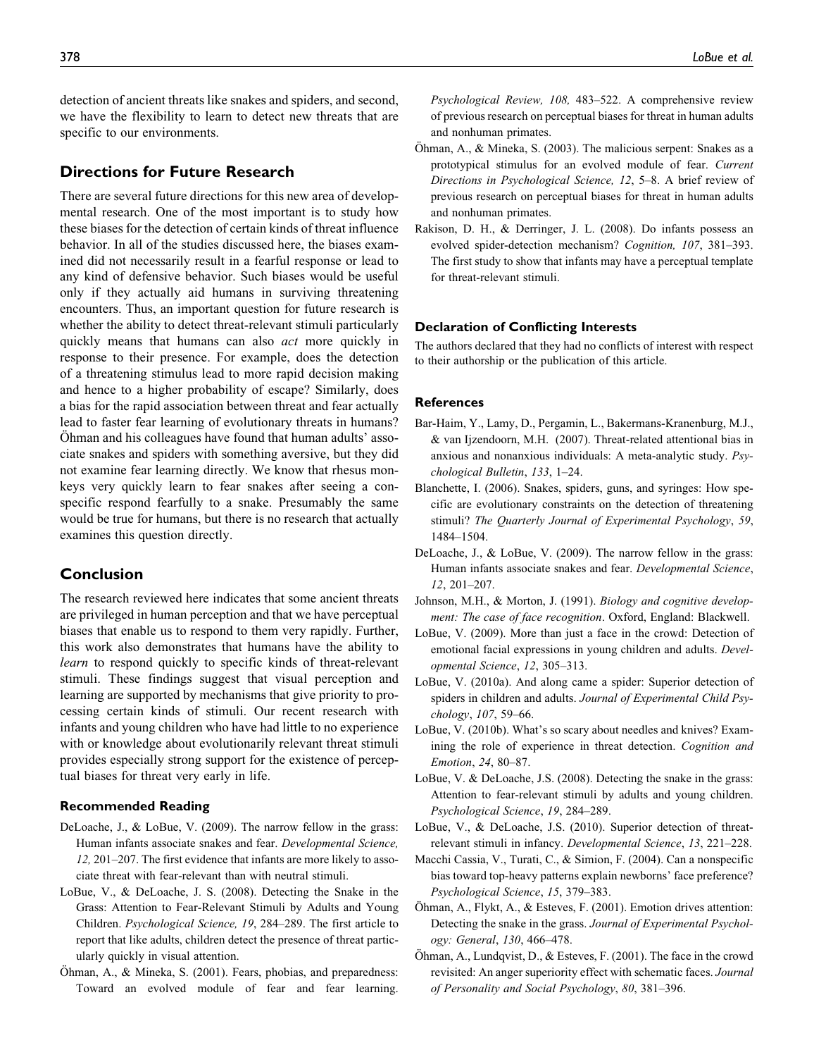detection of ancient threats like snakes and spiders, and second, we have the flexibility to learn to detect new threats that are specific to our environments.

## Directions for Future Research

There are several future directions for this new area of developmental research. One of the most important is to study how these biases for the detection of certain kinds of threat influence behavior. In all of the studies discussed here, the biases examined did not necessarily result in a fearful response or lead to any kind of defensive behavior. Such biases would be useful only if they actually aid humans in surviving threatening encounters. Thus, an important question for future research is whether the ability to detect threat-relevant stimuli particularly quickly means that humans can also *act* more quickly in response to their presence. For example, does the detection of a threatening stimulus lead to more rapid decision making and hence to a higher probability of escape? Similarly, does a bias for the rapid association between threat and fear actually lead to faster fear learning of evolutionary threats in humans? Öhman and his colleagues have found that human adults' associate snakes and spiders with something aversive, but they did not examine fear learning directly. We know that rhesus monkeys very quickly learn to fear snakes after seeing a conspecific respond fearfully to a snake. Presumably the same would be true for humans, but there is no research that actually examines this question directly.

## Conclusion

The research reviewed here indicates that some ancient threats are privileged in human perception and that we have perceptual biases that enable us to respond to them very rapidly. Further, this work also demonstrates that humans have the ability to *learn* to respond quickly to specific kinds of threat-relevant stimuli. These findings suggest that visual perception and learning are supported by mechanisms that give priority to processing certain kinds of stimuli. Our recent research with infants and young children who have had little to no experience with or knowledge about evolutionarily relevant threat stimuli provides especially strong support for the existence of perceptual biases for threat very early in life.

### Recommended Reading

DeLoache, J., & LoBue, V. (2009). The narrow fellow in the grass: Human infants associate snakes and fear. *Developmental Science, 12,* 201–207. The first evidence that infants are more likely to associate threat with fear-relevant than with neutral stimuli.

LoBue, V., & DeLoache, J. S. (2008). Detecting the Snake in the Grass: Attention to Fear-Relevant Stimuli by Adults and Young Children. *Psychological Science, 19*, 284–289. The first article to report that like adults, children detect the presence of threat particularly quickly in visual attention.

Öhman, A., & Mineka, S. (2001). Fears, phobias, and preparedness: Toward an evolved module of fear and fear learning. *Psychological Review, 108,* 483–522. A comprehensive review of previous research on perceptual biases for threat in human adults and nonhuman primates.

Öhman, A., & Mineka, S. (2003). The malicious serpent: Snakes as a prototypical stimulus for an evolved module of fear. *Current Directions in Psychological Science, 12*, 5–8. A brief review of previous research on perceptual biases for threat in human adults and nonhuman primates.

Rakison, D. H., & Derringer, J. L. (2008). Do infants possess an evolved spider-detection mechanism? *Cognition, 107*, 381–393. The first study to show that infants may have a perceptual template for threat-relevant stimuli.

### Declaration of Conflicting Interests

The authors declared that they had no conflicts of interest with respect to their authorship or the publication of this article.

### References

Bar-Haim, Y., Lamy, D., Pergamin, L., Bakermans-Kranenburg, M.J., & van Ijzendoorn, M.H. (2007). Threat-related attentional bias in anxious and nonanxious individuals: A meta-analytic study. *Psychological Bulletin*, *133*, 1–24.

Blanchette, I. (2006). Snakes, spiders, guns, and syringes: How specific are evolutionary constraints on the detection of threatening stimuli? *The Quarterly Journal of Experimental Psychology*, *59*, 1484–1504.

DeLoache, J., & LoBue, V. (2009). The narrow fellow in the grass: Human infants associate snakes and fear. *Developmental Science*, *12*, 201–207.

Johnson, M.H., & Morton, J. (1991). *Biology and cognitive development: The case of face recognition*. Oxford, England: Blackwell.

LoBue, V. (2009). More than just a face in the crowd: Detection of emotional facial expressions in young children and adults. *Developmental Science*, *12*, 305–313.

LoBue, V. (2010a). And along came a spider: Superior detection of spiders in children and adults. *Journal of Experimental Child Psychology*, *107*, 59–66.

LoBue, V. (2010b). What's so scary about needles and knives? Examining the role of experience in threat detection. *Cognition and Emotion*, *24*, 80–87.

LoBue, V. & DeLoache, J.S. (2008). Detecting the snake in the grass: Attention to fear-relevant stimuli by adults and young children. *Psychological Science*, *19*, 284–289.

LoBue, V., & DeLoache, J.S. (2010). Superior detection of threat-relevant stimuli in infancy. *Developmental Science*, *13*, 221–228.

Macchi Cassia, V., Turati, C., & Simion, F. (2004). Can a nonspecific bias toward top-heavy patterns explain newborns' face preference? *Psychological Science*, *15*, 379–383.

Öhman, A., Flykt, A., & Esteves, F. (2001). Emotion drives attention: Detecting the snake in the grass. *Journal of Experimental Psychology: General*, *130*, 466–478.

Öhman, A., Lundqvist, D., & Esteves, F. (2001). The face in the crowd revisited: An anger superiority effect with schematic faces. *Journal of Personality and Social Psychology*, *80*, 381–396.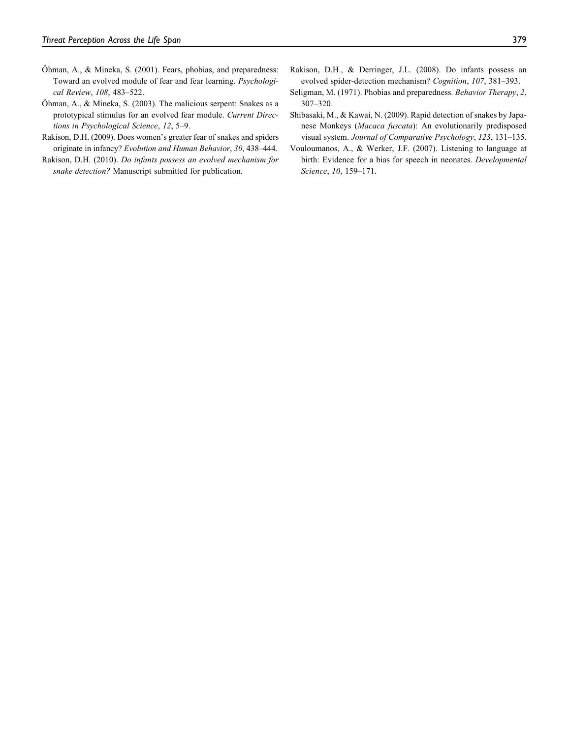Öhman, A., & Mineka, S. (2001). Fears, phobias, and preparedness: Toward an evolved module of fear and fear learning. *Psychological Review*, *108*, 483–522.

Öhman, A., & Mineka, S. (2003). The malicious serpent: Snakes as a prototypical stimulus for an evolved fear module. *Current Directions in Psychological Science*, *12*, 5–9.

Rakison, D.H. (2009). Does women's greater fear of snakes and spiders originate in infancy? *Evolution and Human Behavior*, *30*, 438–444.

Rakison, D.H. (2010). *Do infants possess an evolved mechanism for snake detection?* Manuscript submitted for publication.

Rakison, D.H., & Derringer, J.L. (2008). Do infants possess an evolved spider-detection mechanism? *Cognition*, *107*, 381–393.

Seligman, M. (1971). Phobias and preparedness. *Behavior Therapy*, *2*, 307–320.

Shibasaki, M., & Kawai, N. (2009). Rapid detection of snakes by Japanese Monkeys (*Macaca fuscata*): An evolutionarily predisposed visual system. *Journal of Comparative Psychology*, *123*, 131–135.

Vouloumanos, A., & Werker, J.F. (2007). Listening to language at birth: Evidence for a bias for speech in neonates. *Developmental Science*, *10*, 159–171.